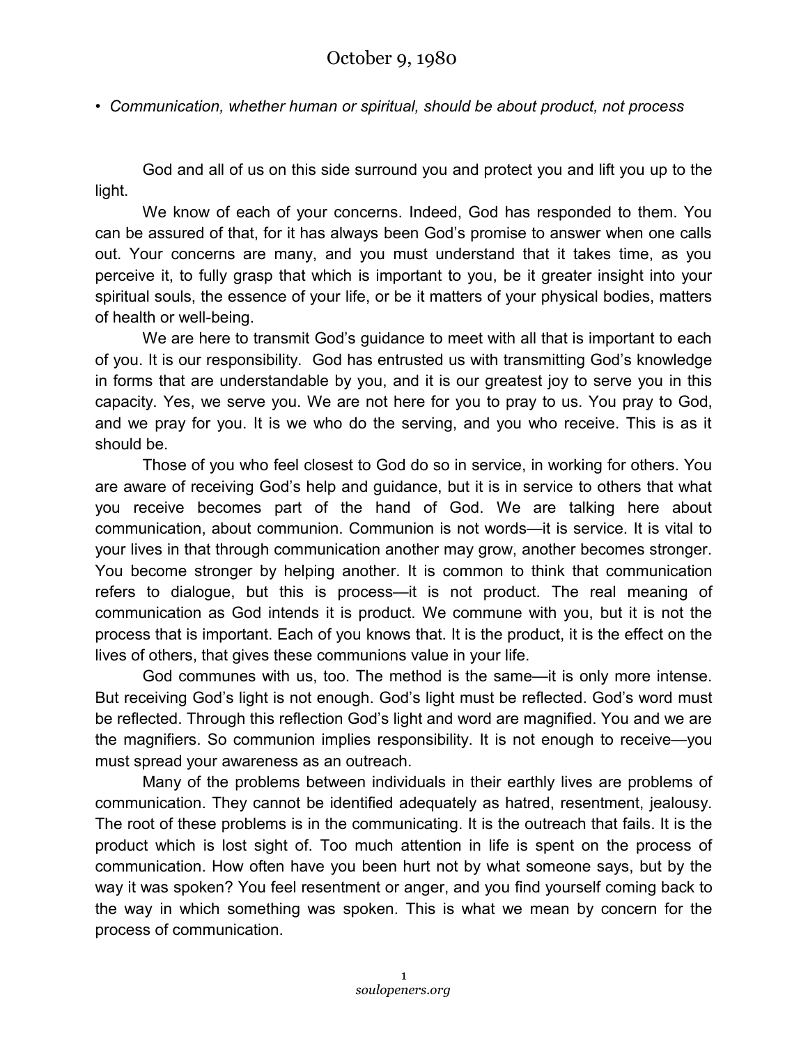# October 9, 1980

- *Communication, whether human or spiritual, should be about product, not process*

God and all of us on this side surround you and protect you and lift you up to the light.

We know of each of your concerns. Indeed, God has responded to them. You can be assured of that, for it has always been God's promise to answer when one calls out. Your concerns are many, and you must understand that it takes time, as you perceive it, to fully grasp that which is important to you, be it greater insight into your spiritual souls, the essence of your life, or be it matters of your physical bodies, matters of health or well-being.

We are here to transmit God's guidance to meet with all that is important to each of you. It is our responsibility. God has entrusted us with transmitting God's knowledge in forms that are understandable by you, and it is our greatest joy to serve you in this capacity. Yes, we serve you. We are not here for you to pray to us. You pray to God, and we pray for you. It is we who do the serving, and you who receive. This is as it should be.

Those of you who feel closest to God do so in service, in working for others. You are aware of receiving God's help and guidance, but it is in service to others that what you receive becomes part of the hand of God. We are talking here about communication, about communion. Communion is not words—it is service. It is vital to your lives in that through communication another may grow, another becomes stronger. You become stronger by helping another. It is common to think that communication refers to dialogue, but this is process—it is not product. The real meaning of communication as God intends it is product. We commune with you, but it is not the process that is important. Each of you knows that. It is the product, it is the effect on the lives of others, that gives these communions value in your life.

God communes with us, too. The method is the same—it is only more intense. But receiving God's light is not enough. God's light must be reflected. God's word must be reflected. Through this reflection God's light and word are magnified. You and we are the magnifiers. So communion implies responsibility. It is not enough to receive—you must spread your awareness as an outreach.

Many of the problems between individuals in their earthly lives are problems of communication. They cannot be identified adequately as hatred, resentment, jealousy. The root of these problems is in the communicating. It is the outreach that fails. It is the product which is lost sight of. Too much attention in life is spent on the process of communication. How often have you been hurt not by what someone says, but by the way it was spoken? You feel resentment or anger, and you find yourself coming back to the way in which something was spoken. This is what we mean by concern for the process of communication.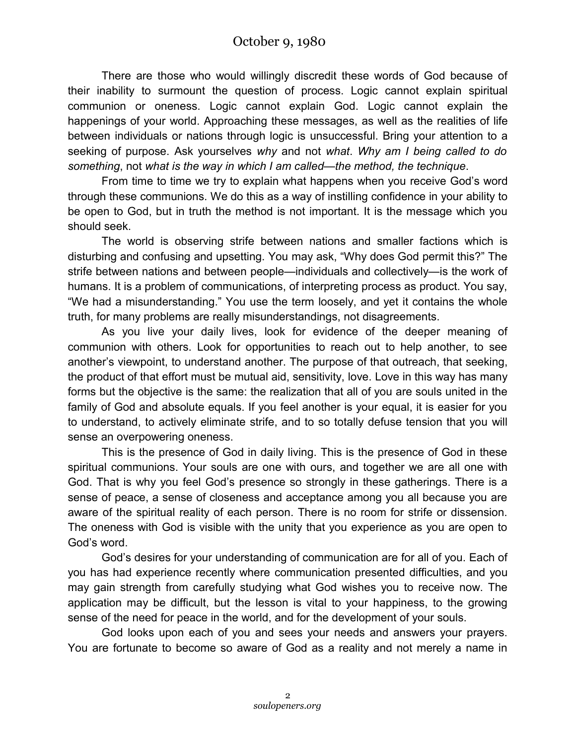October 9, 1980

There are those who would willingly discredit these words of God because of their inability to surmount the question of process. Logic cannot explain spiritual communion or oneness. Logic cannot explain God. Logic cannot explain the happenings of your world. Approaching these messages, as well as the realities of life between individuals or nations through logic is unsuccessful. Bring your attention to a seeking of purpose. Ask yourselves *why* and not *what*. *Why am I being called to do something*, not *what is the way in which I am called—the method, the technique*.

From time to time we try to explain what happens when you receive God's word through these communions. We do this as a way of instilling confidence in your ability to be open to God, but in truth the method is not important. It is the message which you should seek.

The world is observing strife between nations and smaller factions which is disturbing and confusing and upsetting. You may ask, "Why does God permit this?" The strife between nations and between people—individuals and collectively—is the work of humans. It is a problem of communications, of interpreting process as product. You say, "We had a misunderstanding." You use the term loosely, and yet it contains the whole truth, for many problems are really misunderstandings, not disagreements.

As you live your daily lives, look for evidence of the deeper meaning of communion with others. Look for opportunities to reach out to help another, to see another's viewpoint, to understand another. The purpose of that outreach, that seeking, the product of that effort must be mutual aid, sensitivity, love. Love in this way has many forms but the objective is the same: the realization that all of you are souls united in the family of God and absolute equals. If you feel another is your equal, it is easier for you to understand, to actively eliminate strife, and to so totally defuse tension that you will sense an overpowering oneness.

This is the presence of God in daily living. This is the presence of God in these spiritual communions. Your souls are one with ours, and together we are all one with God. That is why you feel God's presence so strongly in these gatherings. There is a sense of peace, a sense of closeness and acceptance among you all because you are aware of the spiritual reality of each person. There is no room for strife or dissension. The oneness with God is visible with the unity that you experience as you are open to God's word.

God's desires for your understanding of communication are for all of you. Each of you has had experience recently where communication presented difficulties, and you may gain strength from carefully studying what God wishes you to receive now. The application may be difficult, but the lesson is vital to your happiness, to the growing sense of the need for peace in the world, and for the development of your souls.

God looks upon each of you and sees your needs and answers your prayers. You are fortunate to become so aware of God as a reality and not merely a name in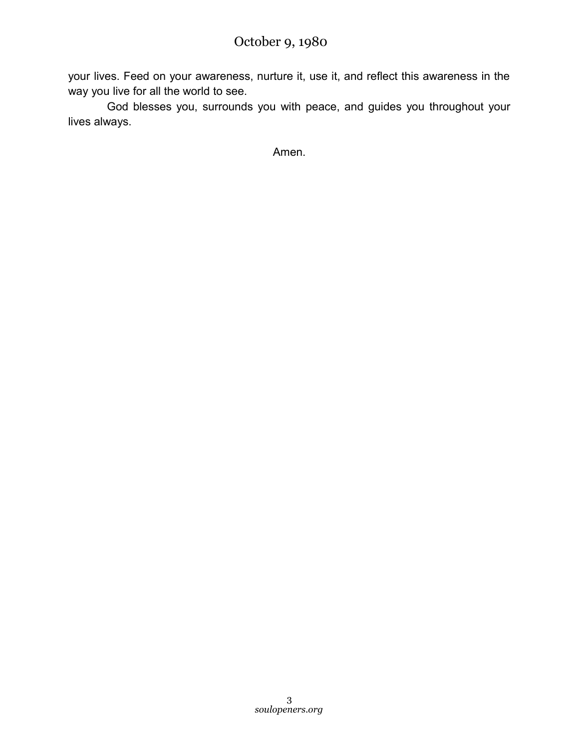your lives. Feed on your awareness, nurture it, use it, and reflect this awareness in the way you live for all the world to see.

God blesses you, surrounds you with peace, and guides you throughout your lives always.

Amen.